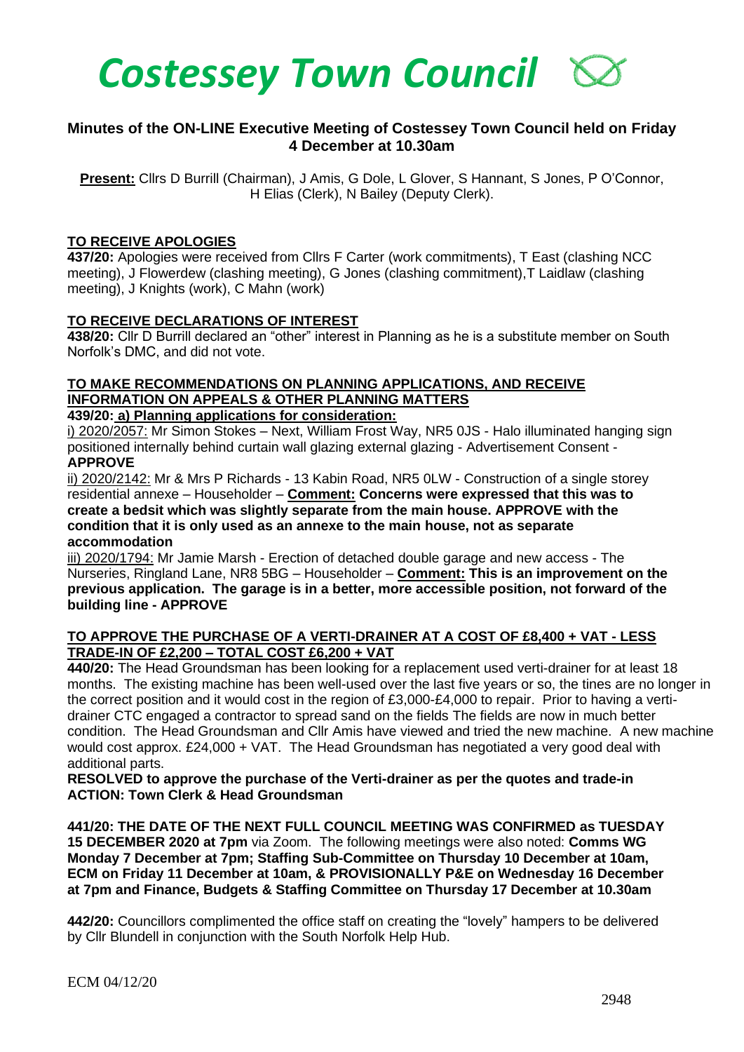# Costessey Town Council

## Minutes of the ON-LINE Executive Meeting of Costessey Town Council held on Friday 4 December at 10.30am

**Present:** Cllrs D Burrill (Chairman), J Amis, G Dole, L Glover, S Hannant, S Jones, P O'Connor, H Elias (Clerk), N Bailey (Deputy Clerk).

### TO RECEIVE APOLOGIES

**437/20:** Apologies were received from Cllrs F Carter (work commitments), T East (clashing NCC meeting), J Flowerdew (clashing meeting), G Jones (clashing commitment),T Laidlaw (clashing meeting), J Knights (work), C Mahn (work)

### TO RECEIVE DECLARATIONS OF INTEREST

**438/20:** Cllr D Burrill declared an "other" interest in Planning as he is a substitute member on South Norfolk's DMC, and did not vote.

### TO MAKE RECOMMENDATIONS ON PLANNING APPLICATIONS, AND RECEIVE INFORMATION ON APPEALS & OTHER PLANNING MATTERS

**439/20: a) Planning applications for consideration:**

i) 2020/2057: Mr Simon Stokes – Next, William Frost Way, NR5 0JS - Halo illuminated hanging sign positioned internally behind curtain wall glazing external glazing - Advertisement Consent - **APPROVE**

ii) 2020/2142: Mr & Mrs P Richards - 13 Kabin Road, NR5 0LW - Construction of a single storey residential annexe – Householder – **Comment: Concerns were expressed that this was to create a bedsit which was slightly separate from the main house. APPROVE with the condition that it is only used as an annexe to the main house, not as separate accommodation**

iii) 2020/1794: Mr Jamie Marsh - Erection of detached double garage and new access - The Nurseries, Ringland Lane, NR8 5BG – Householder – **Comment: This is an improvement on the previous application. The garage is in a better, more accessible position, not forward of the building line - APPROVE**

### TO APPROVE THE PURCHASE OF A VERTI-DRAINER AT A COST OF £8,400 + VAT - LESS TRADE-IN OF £2,200 – TOTAL COST £6,200 + VAT

**440/20:** The Head Groundsman has been looking for a replacement used verti-drainer for at least 18 months. The existing machine has been well-used over the last five years or so, the tines are no longer in the correct position and it would cost in the region of £3,000-£4,000 to repair. Prior to having a verti-drainer CTC engaged a contractor to spread sand on the fields The fields are now in much better condition. The Head Groundsman and Cllr Amis have viewed and tried the new machine. A new machine would cost approx. £24,000 + VAT. The Head Groundsman has negotiated a very good deal with additional parts.

**RESOLVED to approve the purchase of the Verti-drainer as per the quotes and trade-in**
**ACTION: Town Clerk & Head Groundsman**

**441/20: THE DATE OF THE NEXT FULL COUNCIL MEETING WAS CONFIRMED as TUESDAY 15 DECEMBER 2020 at 7pm** via Zoom. The following meetings were also noted: **Comms WG Monday 7 December at 7pm; Staffing Sub-Committee on Thursday 10 December at 10am, ECM on Friday 11 December at 10am, & PROVISIONALLY P&E on Wednesday 16 December at 7pm and Finance, Budgets & Staffing Committee on Thursday 17 December at 10.30am**

**442/20:** Councillors complimented the office staff on creating the "lovely" hampers to be delivered by Cllr Blundell in conjunction with the South Norfolk Help Hub.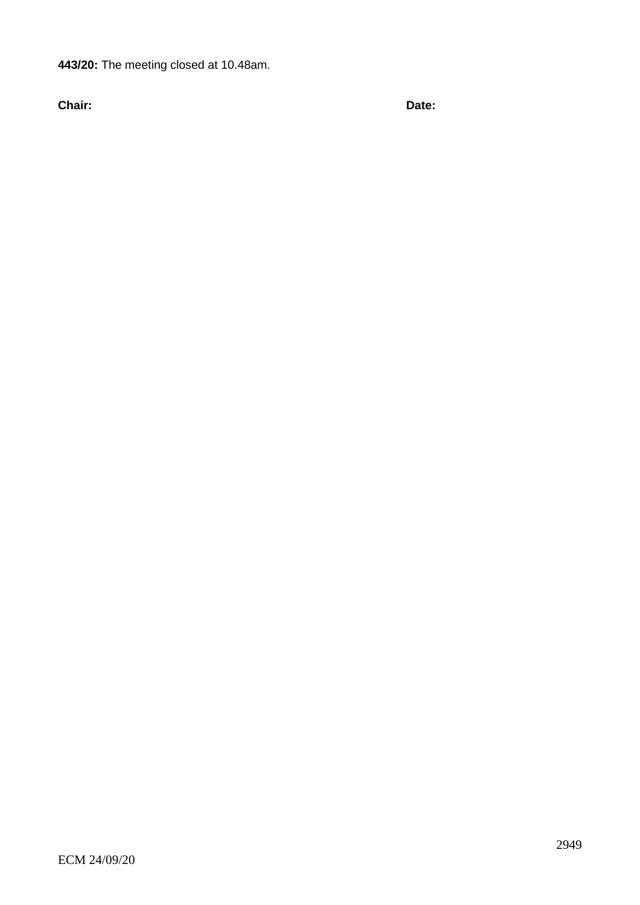**443/20:** The meeting closed at 10.48am.

**Chair:** **Date:**